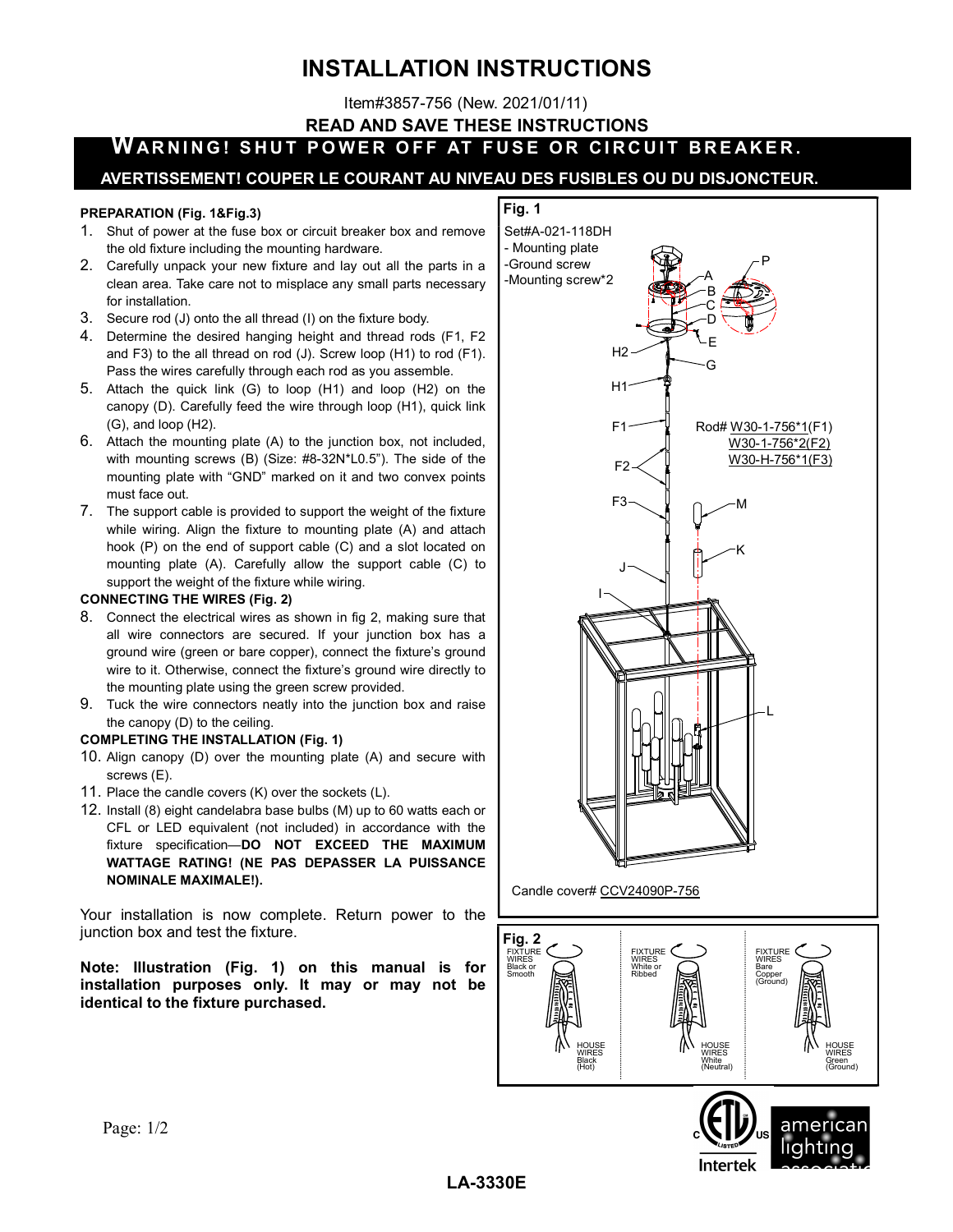# INSTALLATION INSTRUCTIONS

Item#3857-756 (New. 2021/01/11)

**READ AND SAVE THESE INSTRUCTIONS**

**WARNING! SHUT POWER OFF AT FUSE OR CIRCUIT BREAKER.**

**AVERTISSEMENT! COUPER LE COURANT AU NIVEAU DES FUSIBLES OU DU DISJONCTEUR.**

### PREPARATION (Fig. 1&Fig.3)

1. Shut of power at the fuse box or circuit breaker box and remove the old fixture including the mounting hardware.
2. Carefully unpack your new fixture and lay out all the parts in a clean area. Take care not to misplace any small parts necessary for installation.
3. Secure rod (J) onto the all thread (I) on the fixture body.
4. Determine the desired hanging height and thread rods (F1, F2 and F3) to the all thread on rod (J). Screw loop (H1) to rod (F1). Pass the wires carefully through each rod as you assemble.
5. Attach the quick link (G) to loop (H1) and loop (H2) on the canopy (D). Carefully feed the wire through loop (H1), quick link (G), and loop (H2).
6. Attach the mounting plate (A) to the junction box, not included, with mounting screws (B) (Size: #8-32N*L0.5"). The side of the mounting plate with "GND" marked on it and two convex points must face out.
7. The support cable is provided to support the weight of the fixture while wiring. Align the fixture to mounting plate (A) and attach hook (P) on the end of support cable (C) and a slot located on mounting plate (A). Carefully allow the support cable (C) to support the weight of the fixture while wiring.

### CONNECTING THE WIRES (Fig. 2)

8. Connect the electrical wires as shown in fig 2, making sure that all wire connectors are secured. If your junction box has a ground wire (green or bare copper), connect the fixture's ground wire to it. Otherwise, connect the fixture's ground wire directly to the mounting plate using the green screw provided.
9. Tuck the wire connectors neatly into the junction box and raise the canopy (D) to the ceiling.

### COMPLETING THE INSTALLATION (Fig. 1)

10. Align canopy (D) over the mounting plate (A) and secure with screws (E).
11. Place the candle covers (K) over the sockets (L).
12. Install (8) eight candelabra base bulbs (M) up to 60 watts each or CFL or LED equivalent (not included) in accordance with the fixture specification—**DO NOT EXCEED THE MAXIMUM WATTAGE RATING! (NE PAS DEPASSER LA PUISSANCE NOMINALE MAXIMALE!).**

Your installation is now complete. Return power to the junction box and test the fixture.

**Note: Illustration (Fig. 1) on this manual is for installation purposes only. It may or may not be identical to the fixture purchased.**

**Fig. 1**

Set#A-021-118DH
- Mounting plate
- Ground screw
- Mounting screw*2

A, B, C, D, E, G, H2, H1, F1, F2, F3, J, I, L, M, K, P

Rod# W30-1-756*1(F1)
W30-1-756*2(F2)
W30-H-756*1(F3)

Candle cover# CCV24090P-756

**Fig. 2**

FIXTURE WIRES Black or Smooth — HOUSE WIRES Black (Hot)

FIXTURE WIRES White or Ribbed — HOUSE WIRES White (Neutral)

FIXTURE WIRES Bare Copper (Ground) — HOUSE WIRES Green (Ground)

Intertek

american lighting association

LA-3330E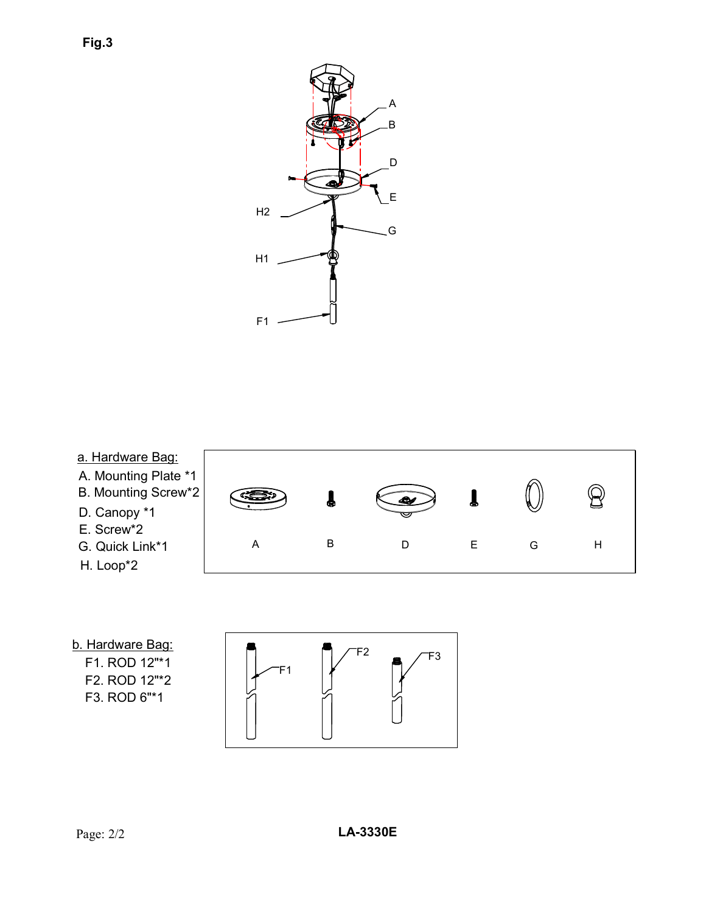**Fig.3**

A
B
D
E
H2
G
H1
F1

a. Hardware Bag:

A. Mounting Plate *1
B. Mounting Screw*2
D. Canopy *1
E. Screw*2
G. Quick Link*1
H. Loop*2

A B D E G H

b. Hardware Bag:

F1. ROD 12"*1
F2. ROD 12"*2
F3. ROD 6"*1

F1 F2 F3

**LA-3330E**